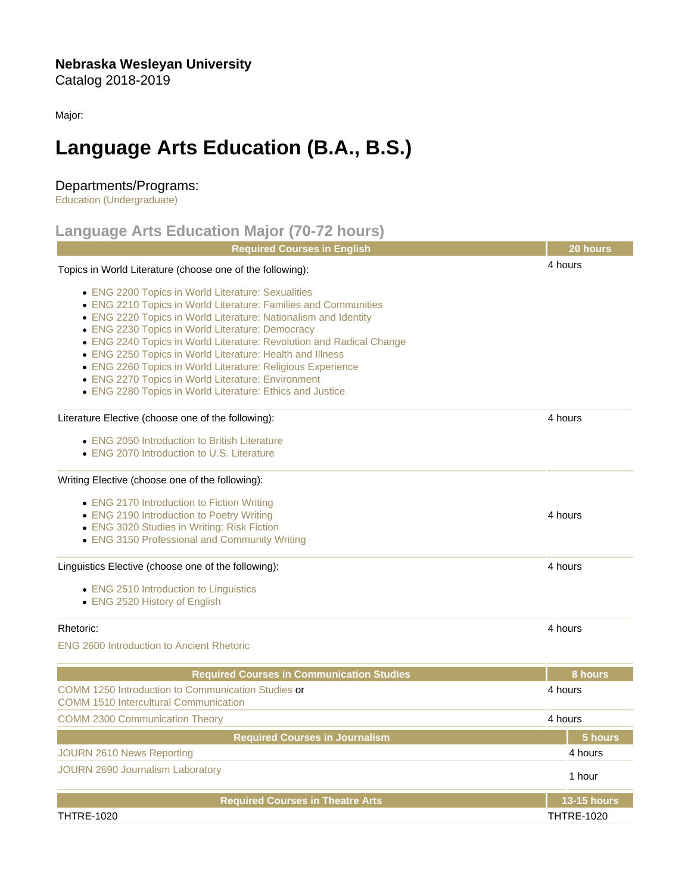**Nebraska Wesleyan University**
Catalog 2018-2019

Major:

# Language Arts Education (B.A., B.S.)

## Departments/Programs:

Education (Undergraduate)

## Language Arts Education Major (70-72 hours)

| Required Courses in English | 20 hours |
| --- | --- |
| Topics in World Literature (choose one of the following):<br>• ENG 2200 Topics in World Literature: Sexualities<br>• ENG 2210 Topics in World Literature: Families and Communities<br>• ENG 2220 Topics in World Literature: Nationalism and Identity<br>• ENG 2230 Topics in World Literature: Democracy<br>• ENG 2240 Topics in World Literature: Revolution and Radical Change<br>• ENG 2250 Topics in World Literature: Health and Illness<br>• ENG 2260 Topics in World Literature: Religious Experience<br>• ENG 2270 Topics in World Literature: Environment<br>• ENG 2280 Topics in World Literature: Ethics and Justice | 4 hours |
| Literature Elective (choose one of the following):<br>• ENG 2050 Introduction to British Literature<br>• ENG 2070 Introduction to U.S. Literature | 4 hours |
| Writing Elective (choose one of the following):<br>• ENG 2170 Introduction to Fiction Writing<br>• ENG 2190 Introduction to Poetry Writing<br>• ENG 3020 Studies in Writing: Risk Fiction<br>• ENG 3150 Professional and Community Writing | 4 hours |
| Linguistics Elective (choose one of the following):<br>• ENG 2510 Introduction to Linguistics<br>• ENG 2520 History of English | 4 hours |
| Rhetoric:<br>ENG 2600 Introduction to Ancient Rhetoric | 4 hours |

| Required Courses in Communication Studies | 8 hours |
| --- | --- |
| COMM 1250 Introduction to Communication Studies or<br>COMM 1510 Intercultural Communication | 4 hours |
| COMM 2300 Communication Theory | 4 hours |

| Required Courses in Journalism | 5 hours |
| --- | --- |
| JOURN 2610 News Reporting | 4 hours |
| JOURN 2690 Journalism Laboratory | 1 hour |

| Required Courses in Theatre Arts | 13-15 hours |
| --- | --- |
| THTRE-1020 | THTRE-1020 |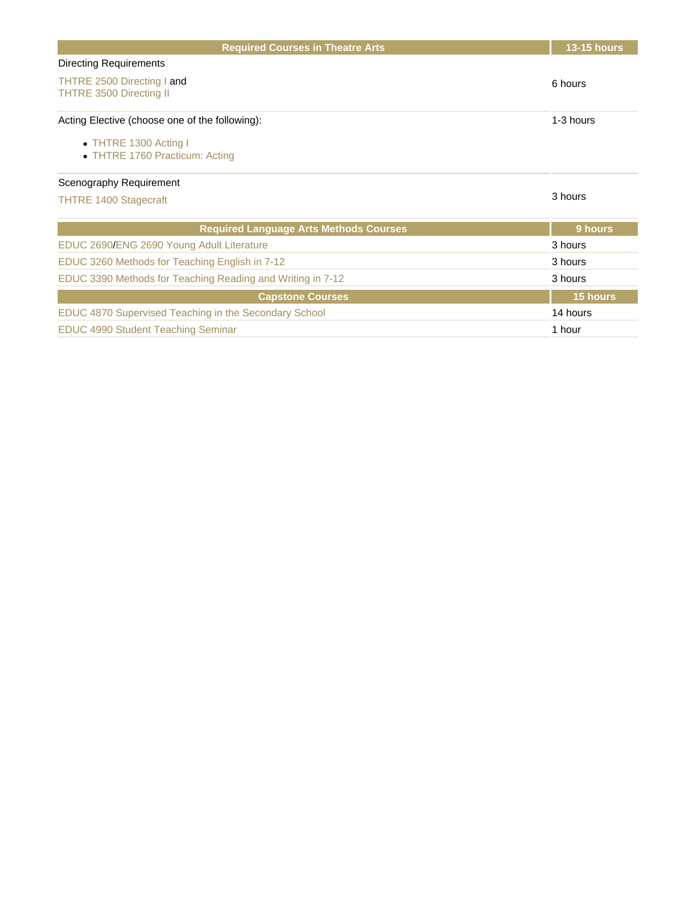| Required Courses in Theatre Arts | 13-15 hours |
| --- | --- |
| Directing Requirements | |
| THTRE 2500 Directing I and THTRE 3500 Directing II | 6 hours |
| Acting Elective (choose one of the following): • THTRE 1300 Acting I • THTRE 1760 Practicum: Acting | 1-3 hours |
| Scenography Requirement | |
| THTRE 1400 Stagecraft | 3 hours |

| Required Language Arts Methods Courses | 9 hours |
| --- | --- |
| EDUC 2690/ENG 2690 Young Adult Literature | 3 hours |
| EDUC 3260 Methods for Teaching English in 7-12 | 3 hours |
| EDUC 3390 Methods for Teaching Reading and Writing in 7-12 | 3 hours |

| Capstone Courses | 15 hours |
| --- | --- |
| EDUC 4870 Supervised Teaching in the Secondary School | 14 hours |
| EDUC 4990 Student Teaching Seminar | 1 hour |